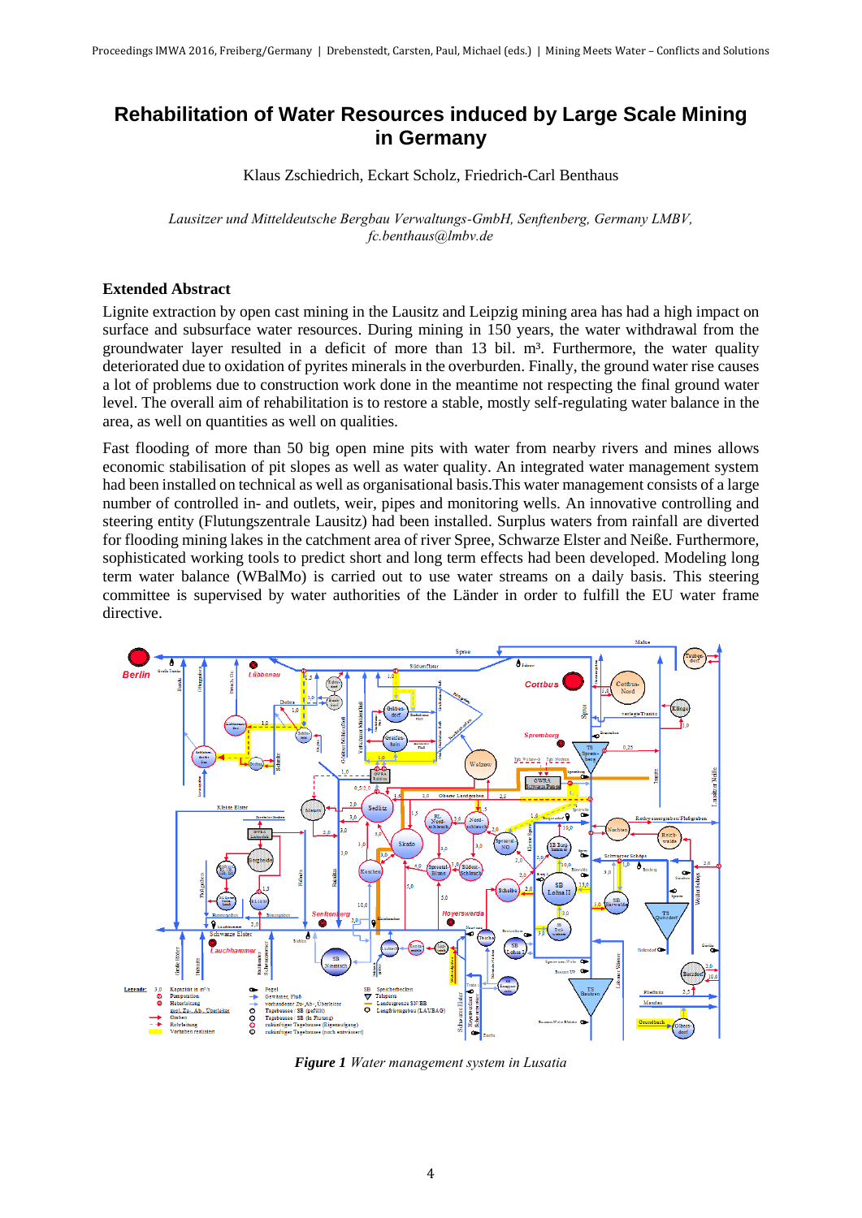# Rehabilitation of Water Resources induced by Large Scale Mining in Germany

Klaus Zschiedrich, Eckart Scholz, Friedrich-Carl Benthaus

*Lausitzer und Mitteldeutsche Bergbau Verwaltungs-GmbH, Senftenberg, Germany LMBV, fc.benthaus@lmbv.de*

## Extended Abstract

Lignite extraction by open cast mining in the Lausitz and Leipzig mining area has had a high impact on surface and subsurface water resources. During mining in 150 years, the water withdrawal from the groundwater layer resulted in a deficit of more than 13 bil. m³. Furthermore, the water quality deteriorated due to oxidation of pyrites minerals in the overburden. Finally, the ground water rise causes a lot of problems due to construction work done in the meantime not respecting the final ground water level. The overall aim of rehabilitation is to restore a stable, mostly self-regulating water balance in the area, as well on quantities as well on qualities.

Fast flooding of more than 50 big open mine pits with water from nearby rivers and mines allows economic stabilisation of pit slopes as well as water quality. An integrated water management system had been installed on technical as well as organisational basis.This water management consists of a large number of controlled in- and outlets, weir, pipes and monitoring wells. An innovative controlling and steering entity (Flutungszentrale Lausitz) had been installed. Surplus waters from rainfall are diverted for flooding mining lakes in the catchment area of river Spree, Schwarze Elster and Neiße. Furthermore, sophisticated working tools to predict short and long term effects had been developed. Modeling long term water balance (WBalMo) is carried out to use water streams on a daily basis. This steering committee is supervised by water authorities of the Länder in order to fulfill the EU water frame directive.

***Figure 1*** *Water management system in Lusatia*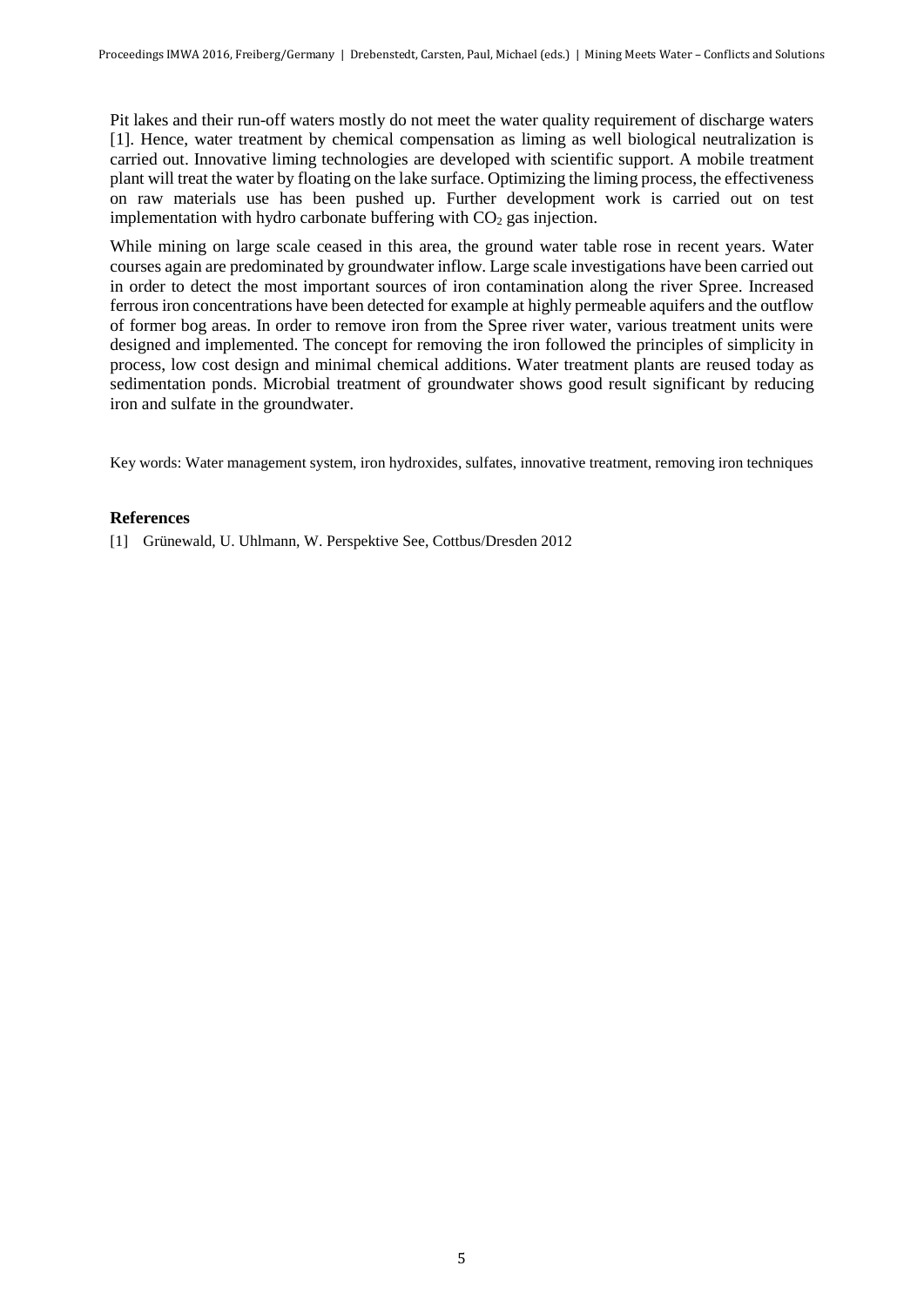Pit lakes and their run-off waters mostly do not meet the water quality requirement of discharge waters [1]. Hence, water treatment by chemical compensation as liming as well biological neutralization is carried out. Innovative liming technologies are developed with scientific support. A mobile treatment plant will treat the water by floating on the lake surface. Optimizing the liming process, the effectiveness on raw materials use has been pushed up. Further development work is carried out on test implementation with hydro carbonate buffering with $CO_2$ gas injection.

While mining on large scale ceased in this area, the ground water table rose in recent years. Water courses again are predominated by groundwater inflow. Large scale investigations have been carried out in order to detect the most important sources of iron contamination along the river Spree. Increased ferrous iron concentrations have been detected for example at highly permeable aquifers and the outflow of former bog areas. In order to remove iron from the Spree river water, various treatment units were designed and implemented. The concept for removing the iron followed the principles of simplicity in process, low cost design and minimal chemical additions. Water treatment plants are reused today as sedimentation ponds. Microbial treatment of groundwater shows good result significant by reducing iron and sulfate in the groundwater.

Key words: Water management system, iron hydroxides, sulfates, innovative treatment, removing iron techniques

## References

[1] Grünewald, U. Uhlmann, W. Perspektive See, Cottbus/Dresden 2012